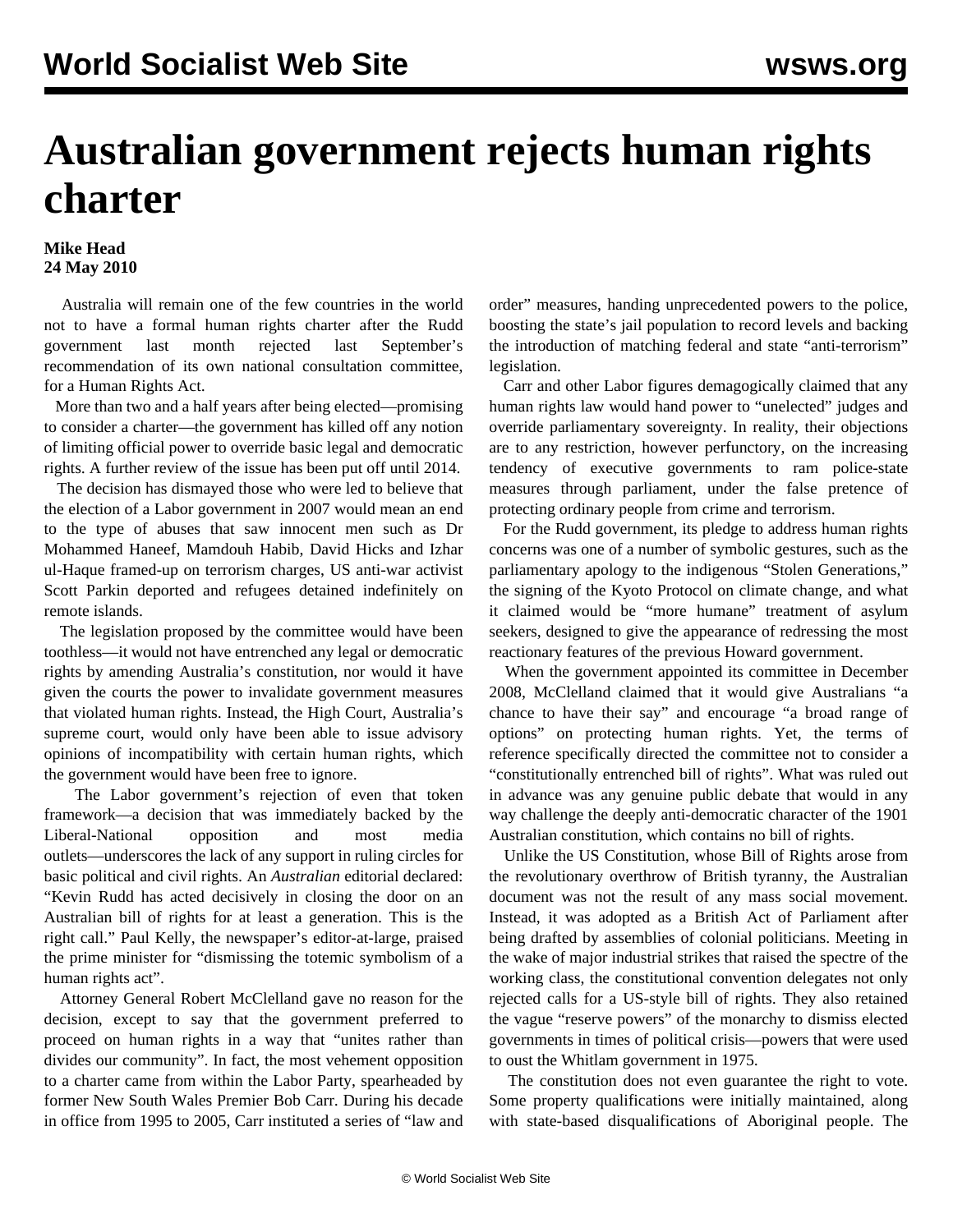# Australian government rejects human rights charter

**Mike Head**
**24 May 2010**

Australia will remain one of the few countries in the world not to have a formal human rights charter after the Rudd government last month rejected last September's recommendation of its own national consultation committee, for a Human Rights Act.

More than two and a half years after being elected—promising to consider a charter—the government has killed off any notion of limiting official power to override basic legal and democratic rights. A further review of the issue has been put off until 2014.

The decision has dismayed those who were led to believe that the election of a Labor government in 2007 would mean an end to the type of abuses that saw innocent men such as Dr Mohammed Haneef, Mamdouh Habib, David Hicks and Izhar ul-Haque framed-up on terrorism charges, US anti-war activist Scott Parkin deported and refugees detained indefinitely on remote islands.

The legislation proposed by the committee would have been toothless—it would not have entrenched any legal or democratic rights by amending Australia's constitution, nor would it have given the courts the power to invalidate government measures that violated human rights. Instead, the High Court, Australia's supreme court, would only have been able to issue advisory opinions of incompatibility with certain human rights, which the government would have been free to ignore.

The Labor government's rejection of even that token framework—a decision that was immediately backed by the Liberal-National opposition and most media outlets—underscores the lack of any support in ruling circles for basic political and civil rights. An *Australian* editorial declared: "Kevin Rudd has acted decisively in closing the door on an Australian bill of rights for at least a generation. This is the right call." Paul Kelly, the newspaper's editor-at-large, praised the prime minister for "dismissing the totemic symbolism of a human rights act".

Attorney General Robert McClelland gave no reason for the decision, except to say that the government preferred to proceed on human rights in a way that "unites rather than divides our community". In fact, the most vehement opposition to a charter came from within the Labor Party, spearheaded by former New South Wales Premier Bob Carr. During his decade in office from 1995 to 2005, Carr instituted a series of "law and order" measures, handing unprecedented powers to the police, boosting the state's jail population to record levels and backing the introduction of matching federal and state "anti-terrorism" legislation.

Carr and other Labor figures demagogically claimed that any human rights law would hand power to "unelected" judges and override parliamentary sovereignty. In reality, their objections are to any restriction, however perfunctory, on the increasing tendency of executive governments to ram police-state measures through parliament, under the false pretence of protecting ordinary people from crime and terrorism.

For the Rudd government, its pledge to address human rights concerns was one of a number of symbolic gestures, such as the parliamentary apology to the indigenous "Stolen Generations," the signing of the Kyoto Protocol on climate change, and what it claimed would be "more humane" treatment of asylum seekers, designed to give the appearance of redressing the most reactionary features of the previous Howard government.

When the government appointed its committee in December 2008, McClelland claimed that it would give Australians "a chance to have their say" and encourage "a broad range of options" on protecting human rights. Yet, the terms of reference specifically directed the committee not to consider a "constitutionally entrenched bill of rights". What was ruled out in advance was any genuine public debate that would in any way challenge the deeply anti-democratic character of the 1901 Australian constitution, which contains no bill of rights.

Unlike the US Constitution, whose Bill of Rights arose from the revolutionary overthrow of British tyranny, the Australian document was not the result of any mass social movement. Instead, it was adopted as a British Act of Parliament after being drafted by assemblies of colonial politicians. Meeting in the wake of major industrial strikes that raised the spectre of the working class, the constitutional convention delegates not only rejected calls for a US-style bill of rights. They also retained the vague "reserve powers" of the monarchy to dismiss elected governments in times of political crisis—powers that were used to oust the Whitlam government in 1975.

The constitution does not even guarantee the right to vote. Some property qualifications were initially maintained, along with state-based disqualifications of Aboriginal people. The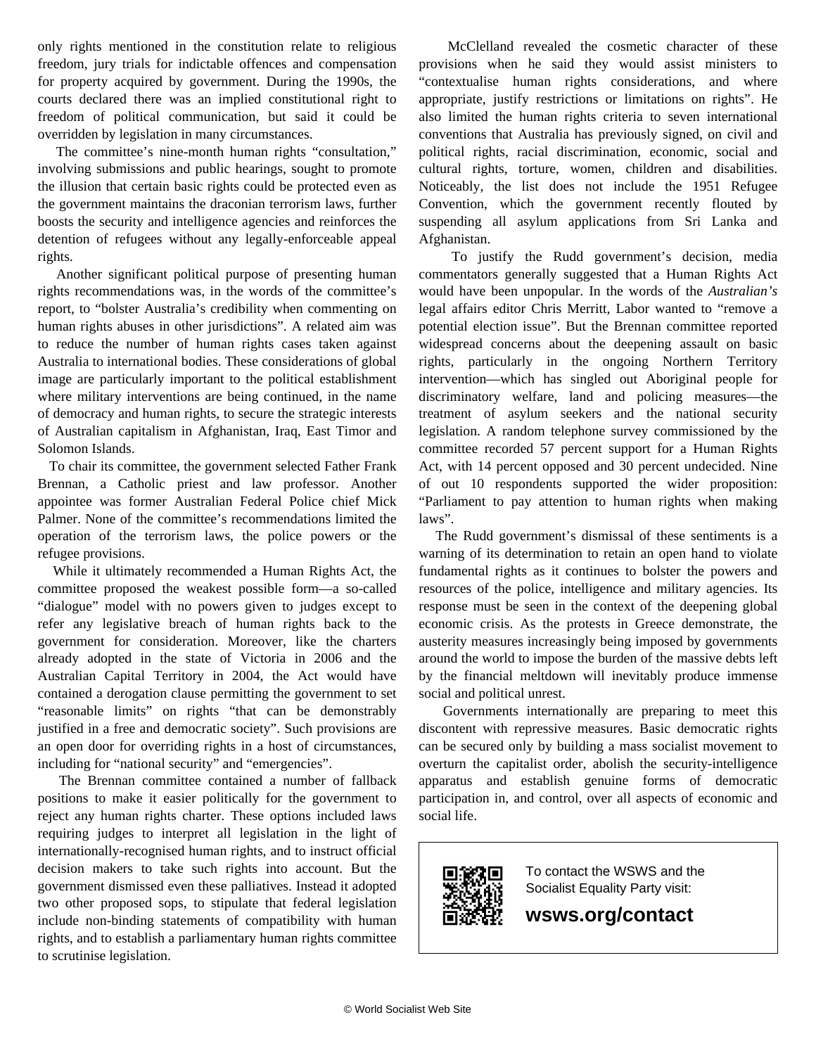only rights mentioned in the constitution relate to religious freedom, jury trials for indictable offences and compensation for property acquired by government. During the 1990s, the courts declared there was an implied constitutional right to freedom of political communication, but said it could be overridden by legislation in many circumstances.

The committee's nine-month human rights "consultation," involving submissions and public hearings, sought to promote the illusion that certain basic rights could be protected even as the government maintains the draconian terrorism laws, further boosts the security and intelligence agencies and reinforces the detention of refugees without any legally-enforceable appeal rights.

Another significant political purpose of presenting human rights recommendations was, in the words of the committee's report, to "bolster Australia's credibility when commenting on human rights abuses in other jurisdictions". A related aim was to reduce the number of human rights cases taken against Australia to international bodies. These considerations of global image are particularly important to the political establishment where military interventions are being continued, in the name of democracy and human rights, to secure the strategic interests of Australian capitalism in Afghanistan, Iraq, East Timor and Solomon Islands.

To chair its committee, the government selected Father Frank Brennan, a Catholic priest and law professor. Another appointee was former Australian Federal Police chief Mick Palmer. None of the committee's recommendations limited the operation of the terrorism laws, the police powers or the refugee provisions.

While it ultimately recommended a Human Rights Act, the committee proposed the weakest possible form—a so-called "dialogue" model with no powers given to judges except to refer any legislative breach of human rights back to the government for consideration. Moreover, like the charters already adopted in the state of Victoria in 2006 and the Australian Capital Territory in 2004, the Act would have contained a derogation clause permitting the government to set "reasonable limits" on rights "that can be demonstrably justified in a free and democratic society". Such provisions are an open door for overriding rights in a host of circumstances, including for "national security" and "emergencies".

The Brennan committee contained a number of fallback positions to make it easier politically for the government to reject any human rights charter. These options included laws requiring judges to interpret all legislation in the light of internationally-recognised human rights, and to instruct official decision makers to take such rights into account. But the government dismissed even these palliatives. Instead it adopted two other proposed sops, to stipulate that federal legislation include non-binding statements of compatibility with human rights, and to establish a parliamentary human rights committee to scrutinise legislation.

McClelland revealed the cosmetic character of these provisions when he said they would assist ministers to "contextualise human rights considerations, and where appropriate, justify restrictions or limitations on rights". He also limited the human rights criteria to seven international conventions that Australia has previously signed, on civil and political rights, racial discrimination, economic, social and cultural rights, torture, women, children and disabilities. Noticeably, the list does not include the 1951 Refugee Convention, which the government recently flouted by suspending all asylum applications from Sri Lanka and Afghanistan.

To justify the Rudd government's decision, media commentators generally suggested that a Human Rights Act would have been unpopular. In the words of the *Australian's* legal affairs editor Chris Merritt, Labor wanted to "remove a potential election issue". But the Brennan committee reported widespread concerns about the deepening assault on basic rights, particularly in the ongoing Northern Territory intervention—which has singled out Aboriginal people for discriminatory welfare, land and policing measures—the treatment of asylum seekers and the national security legislation. A random telephone survey commissioned by the committee recorded 57 percent support for a Human Rights Act, with 14 percent opposed and 30 percent undecided. Nine of out 10 respondents supported the wider proposition: "Parliament to pay attention to human rights when making laws".

The Rudd government's dismissal of these sentiments is a warning of its determination to retain an open hand to violate fundamental rights as it continues to bolster the powers and resources of the police, intelligence and military agencies. Its response must be seen in the context of the deepening global economic crisis. As the protests in Greece demonstrate, the austerity measures increasingly being imposed by governments around the world to impose the burden of the massive debts left by the financial meltdown will inevitably produce immense social and political unrest.

Governments internationally are preparing to meet this discontent with repressive measures. Basic democratic rights can be secured only by building a mass socialist movement to overturn the capitalist order, abolish the security-intelligence apparatus and establish genuine forms of democratic participation in, and control, over all aspects of economic and social life.

To contact the WSWS and the Socialist Equality Party visit:

**wsws.org/contact**